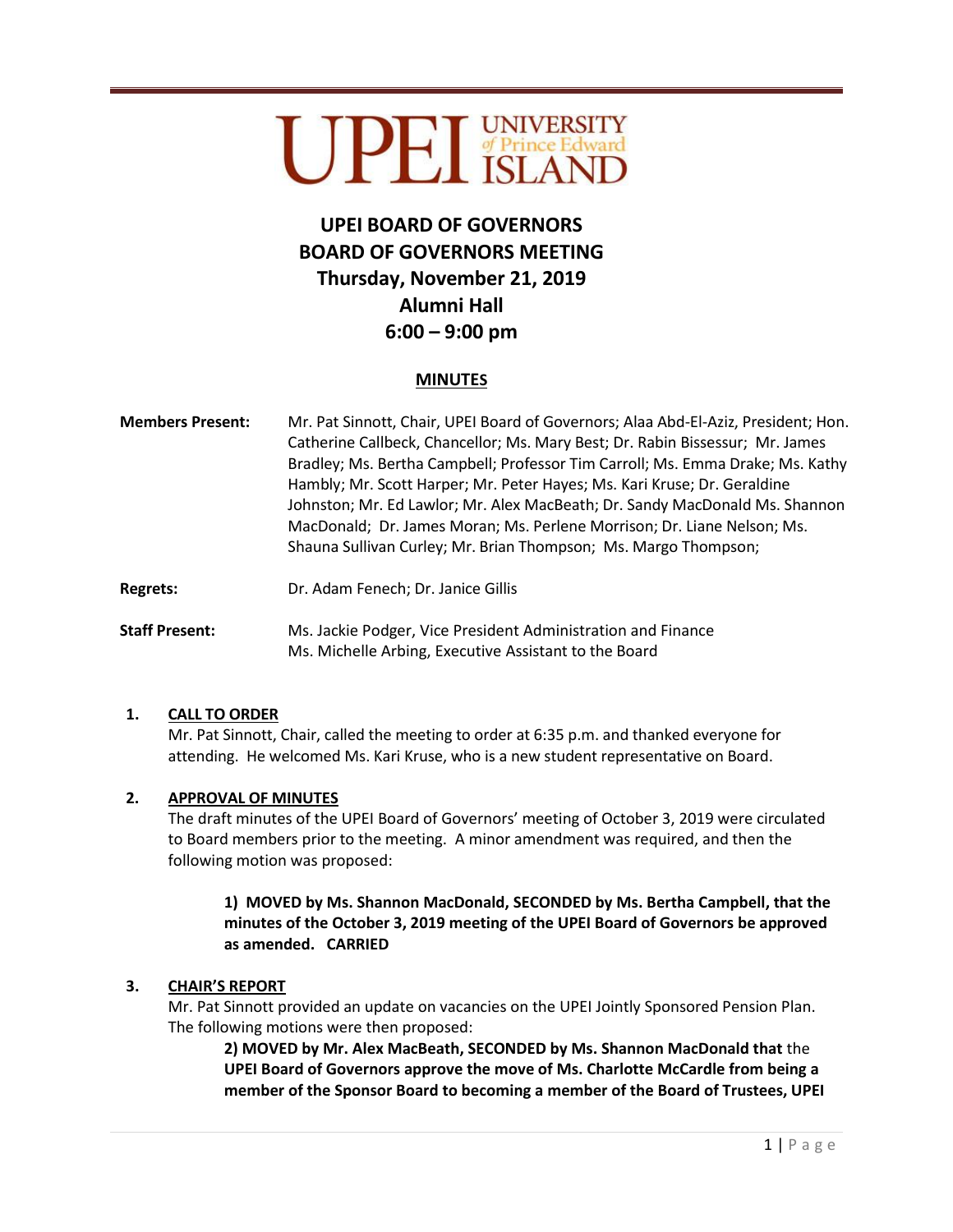UPEI UNIVERSITY of Prince Edward ISLAND

# UPEI BOARD OF GOVERNORS
# BOARD OF GOVERNORS MEETING
# Thursday, November 21, 2019
# Alumni Hall
# 6:00 – 9:00 pm

## MINUTES

**Members Present:** Mr. Pat Sinnott, Chair, UPEI Board of Governors; Alaa Abd-El-Aziz, President; Hon. Catherine Callbeck, Chancellor; Ms. Mary Best; Dr. Rabin Bissessur; Mr. James Bradley; Ms. Bertha Campbell; Professor Tim Carroll; Ms. Emma Drake; Ms. Kathy Hambly; Mr. Scott Harper; Mr. Peter Hayes; Ms. Kari Kruse; Dr. Geraldine Johnston; Mr. Ed Lawlor; Mr. Alex MacBeath; Dr. Sandy MacDonald Ms. Shannon MacDonald; Dr. James Moran; Ms. Perlene Morrison; Dr. Liane Nelson; Ms. Shauna Sullivan Curley; Mr. Brian Thompson; Ms. Margo Thompson;

**Regrets:** Dr. Adam Fenech; Dr. Janice Gillis

**Staff Present:** Ms. Jackie Podger, Vice President Administration and Finance
Ms. Michelle Arbing, Executive Assistant to the Board

1. **CALL TO ORDER**
   Mr. Pat Sinnott, Chair, called the meeting to order at 6:35 p.m. and thanked everyone for attending. He welcomed Ms. Kari Kruse, who is a new student representative on Board.

2. **APPROVAL OF MINUTES**
   The draft minutes of the UPEI Board of Governors' meeting of October 3, 2019 were circulated to Board members prior to the meeting. A minor amendment was required, and then the following motion was proposed:

   > **1) MOVED by Ms. Shannon MacDonald, SECONDED by Ms. Bertha Campbell, that the minutes of the October 3, 2019 meeting of the UPEI Board of Governors be approved as amended. CARRIED**

3. **CHAIR'S REPORT**
   Mr. Pat Sinnott provided an update on vacancies on the UPEI Jointly Sponsored Pension Plan. The following motions were then proposed:

   > **2) MOVED by Mr. Alex MacBeath, SECONDED by Ms. Shannon MacDonald that** the **UPEI Board of Governors approve the move of Ms. Charlotte McCardle from being a member of the Sponsor Board to becoming a member of the Board of Trustees, UPEI**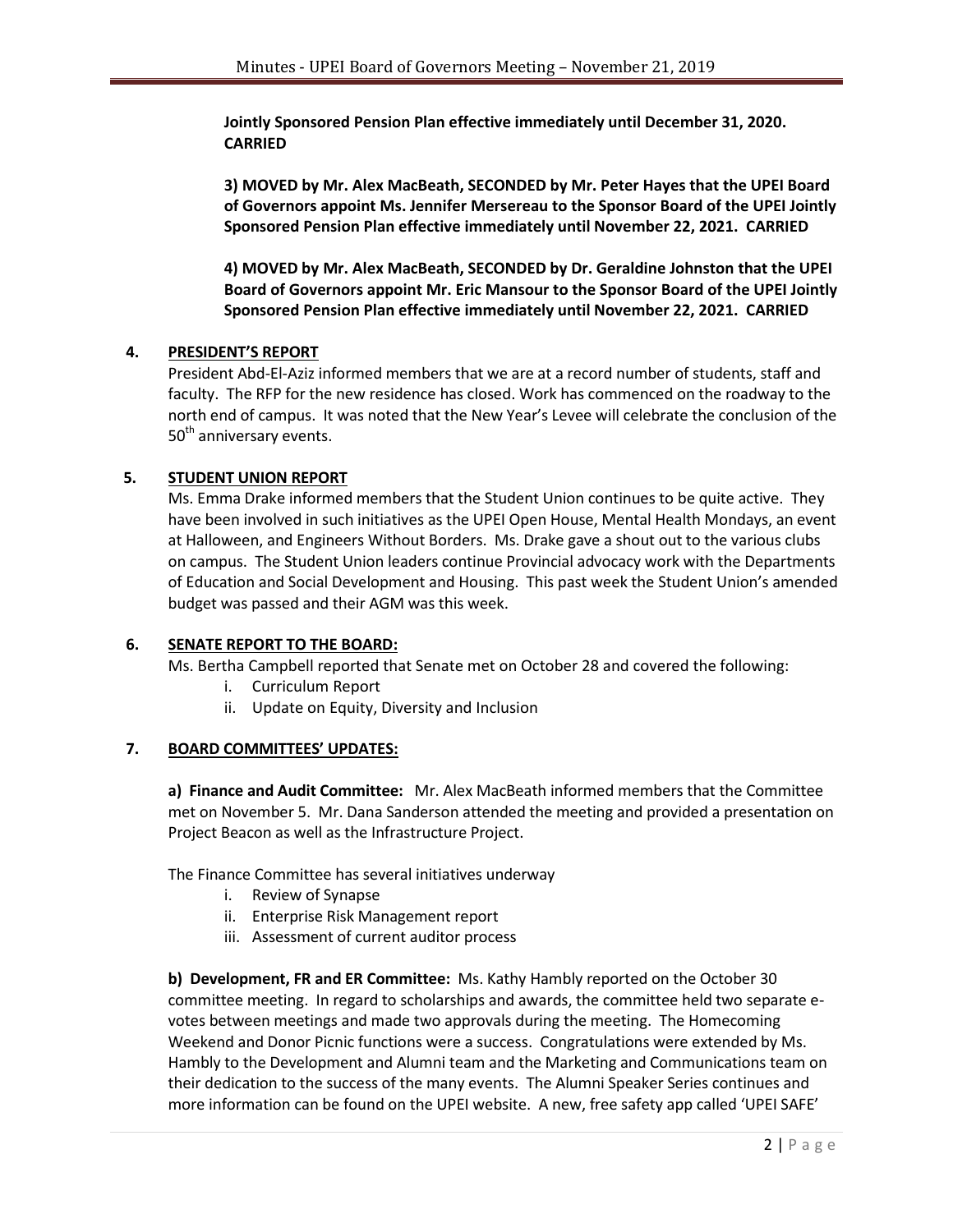**Jointly Sponsored Pension Plan effective immediately until December 31, 2020. CARRIED**

**3) MOVED by Mr. Alex MacBeath, SECONDED by Mr. Peter Hayes that the UPEI Board of Governors appoint Ms. Jennifer Mersereau to the Sponsor Board of the UPEI Jointly Sponsored Pension Plan effective immediately until November 22, 2021. CARRIED**

**4) MOVED by Mr. Alex MacBeath, SECONDED by Dr. Geraldine Johnston that the UPEI Board of Governors appoint Mr. Eric Mansour to the Sponsor Board of the UPEI Jointly Sponsored Pension Plan effective immediately until November 22, 2021. CARRIED**

## 4. PRESIDENT'S REPORT

President Abd-El-Aziz informed members that we are at a record number of students, staff and faculty. The RFP for the new residence has closed. Work has commenced on the roadway to the north end of campus. It was noted that the New Year's Levee will celebrate the conclusion of the 50th anniversary events.

## 5. STUDENT UNION REPORT

Ms. Emma Drake informed members that the Student Union continues to be quite active. They have been involved in such initiatives as the UPEI Open House, Mental Health Mondays, an event at Halloween, and Engineers Without Borders. Ms. Drake gave a shout out to the various clubs on campus. The Student Union leaders continue Provincial advocacy work with the Departments of Education and Social Development and Housing. This past week the Student Union's amended budget was passed and their AGM was this week.

## 6. SENATE REPORT TO THE BOARD:

Ms. Bertha Campbell reported that Senate met on October 28 and covered the following:

i. Curriculum Report
ii. Update on Equity, Diversity and Inclusion

## 7. BOARD COMMITTEES' UPDATES:

**a) Finance and Audit Committee:** Mr. Alex MacBeath informed members that the Committee met on November 5. Mr. Dana Sanderson attended the meeting and provided a presentation on Project Beacon as well as the Infrastructure Project.

The Finance Committee has several initiatives underway

i. Review of Synapse
ii. Enterprise Risk Management report
iii. Assessment of current auditor process

**b) Development, FR and ER Committee:** Ms. Kathy Hambly reported on the October 30 committee meeting. In regard to scholarships and awards, the committee held two separate e-votes between meetings and made two approvals during the meeting. The Homecoming Weekend and Donor Picnic functions were a success. Congratulations were extended by Ms. Hambly to the Development and Alumni team and the Marketing and Communications team on their dedication to the success of the many events. The Alumni Speaker Series continues and more information can be found on the UPEI website. A new, free safety app called 'UPEI SAFE'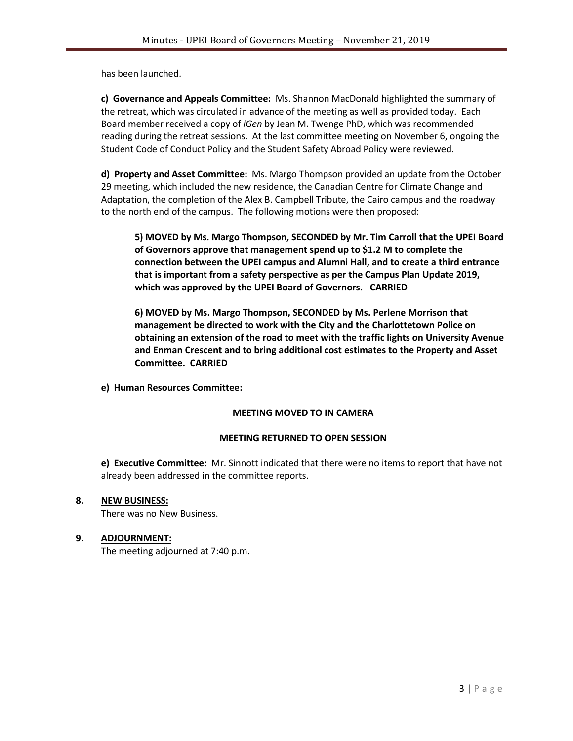has been launched.

**c) Governance and Appeals Committee:** Ms. Shannon MacDonald highlighted the summary of the retreat, which was circulated in advance of the meeting as well as provided today. Each Board member received a copy of *iGen* by Jean M. Twenge PhD, which was recommended reading during the retreat sessions. At the last committee meeting on November 6, ongoing the Student Code of Conduct Policy and the Student Safety Abroad Policy were reviewed.

**d) Property and Asset Committee:** Ms. Margo Thompson provided an update from the October 29 meeting, which included the new residence, the Canadian Centre for Climate Change and Adaptation, the completion of the Alex B. Campbell Tribute, the Cairo campus and the roadway to the north end of the campus. The following motions were then proposed:

> **5) MOVED by Ms. Margo Thompson, SECONDED by Mr. Tim Carroll that the UPEI Board of Governors approve that management spend up to $1.2 M to complete the connection between the UPEI campus and Alumni Hall, and to create a third entrance that is important from a safety perspective as per the Campus Plan Update 2019, which was approved by the UPEI Board of Governors. CARRIED**
>
> **6) MOVED by Ms. Margo Thompson, SECONDED by Ms. Perlene Morrison that management be directed to work with the City and the Charlottetown Police on obtaining an extension of the road to meet with the traffic lights on University Avenue and Enman Crescent and to bring additional cost estimates to the Property and Asset Committee. CARRIED**

**e) Human Resources Committee:**

**MEETING MOVED TO IN CAMERA**

**MEETING RETURNED TO OPEN SESSION**

**e) Executive Committee:** Mr. Sinnott indicated that there were no items to report that have not already been addressed in the committee reports.

**8. NEW BUSINESS:**

There was no New Business.

**9. ADJOURNMENT:**

The meeting adjourned at 7:40 p.m.